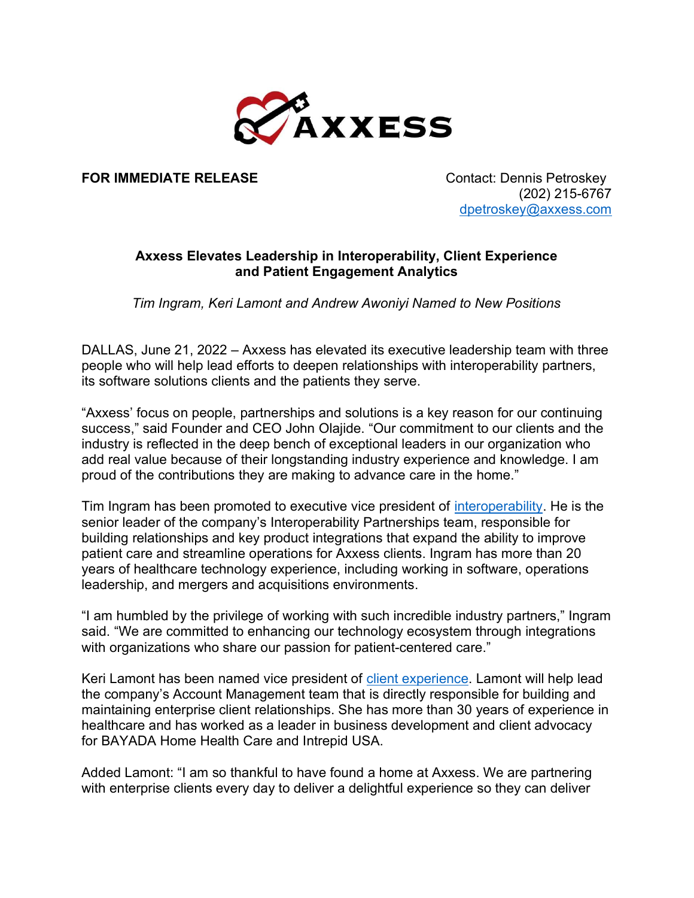**FOR IMMEDIATE RELEASE**

Contact: Dennis Petroskey
(202) 215-6767
dpetroskey@axxess.com

## Axxess Elevates Leadership in Interoperability, Client Experience and Patient Engagement Analytics

*Tim Ingram, Keri Lamont and Andrew Awoniyi Named to New Positions*

DALLAS, June 21, 2022 – Axxess has elevated its executive leadership team with three people who will help lead efforts to deepen relationships with interoperability partners, its software solutions clients and the patients they serve.

“Axxess’ focus on people, partnerships and solutions is a key reason for our continuing success,” said Founder and CEO John Olajide. “Our commitment to our clients and the industry is reflected in the deep bench of exceptional leaders in our organization who add real value because of their longstanding industry experience and knowledge. I am proud of the contributions they are making to advance care in the home.”

Tim Ingram has been promoted to executive vice president of interoperability. He is the senior leader of the company’s Interoperability Partnerships team, responsible for building relationships and key product integrations that expand the ability to improve patient care and streamline operations for Axxess clients. Ingram has more than 20 years of healthcare technology experience, including working in software, operations leadership, and mergers and acquisitions environments.

“I am humbled by the privilege of working with such incredible industry partners,” Ingram said. “We are committed to enhancing our technology ecosystem through integrations with organizations who share our passion for patient-centered care.”

Keri Lamont has been named vice president of client experience. Lamont will help lead the company’s Account Management team that is directly responsible for building and maintaining enterprise client relationships. She has more than 30 years of experience in healthcare and has worked as a leader in business development and client advocacy for BAYADA Home Health Care and Intrepid USA.

Added Lamont: “I am so thankful to have found a home at Axxess. We are partnering with enterprise clients every day to deliver a delightful experience so they can deliver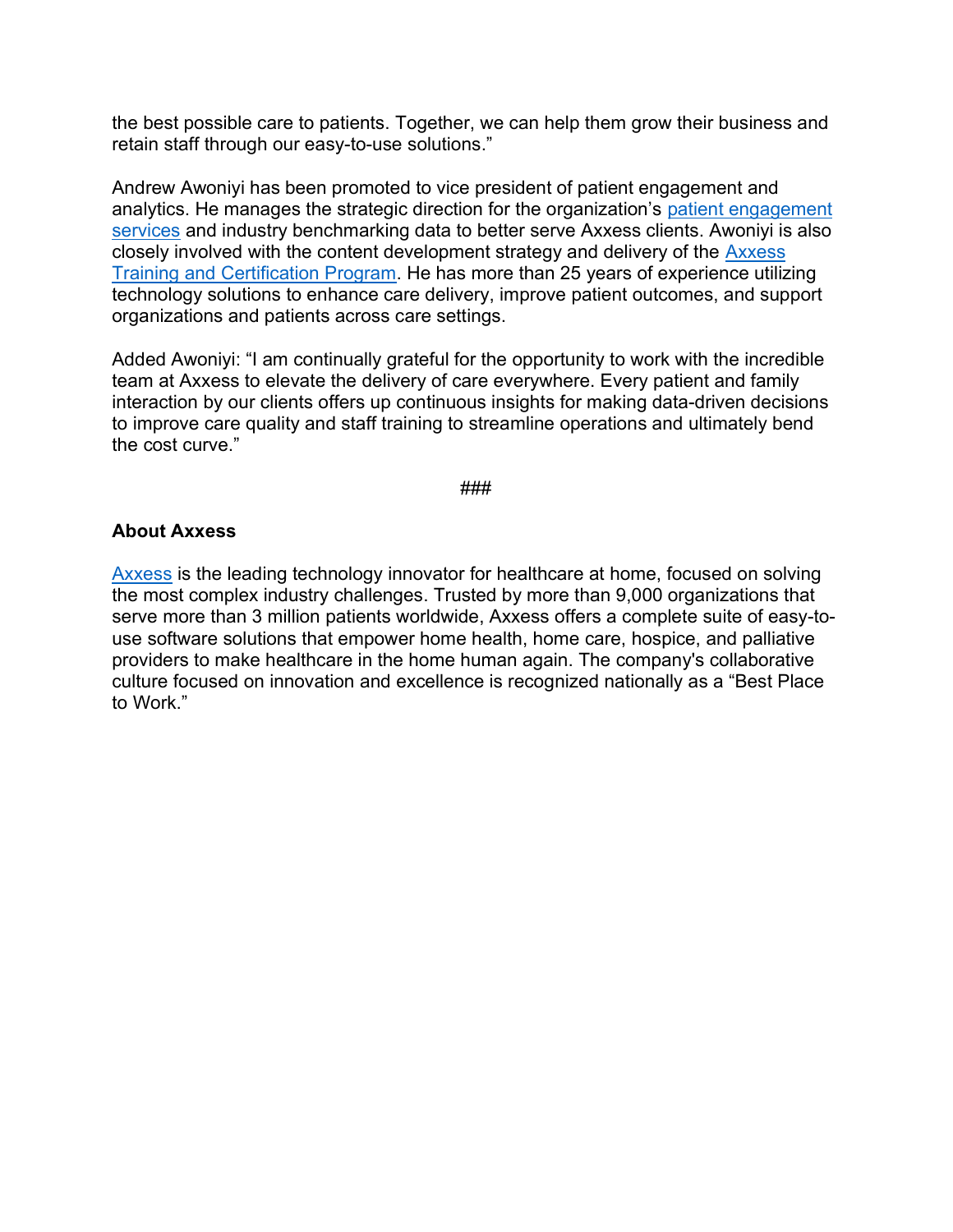the best possible care to patients. Together, we can help them grow their business and retain staff through our easy-to-use solutions."

Andrew Awoniyi has been promoted to vice president of patient engagement and analytics. He manages the strategic direction for the organization's patient engagement services and industry benchmarking data to better serve Axxess clients. Awoniyi is also closely involved with the content development strategy and delivery of the Axxess Training and Certification Program. He has more than 25 years of experience utilizing technology solutions to enhance care delivery, improve patient outcomes, and support organizations and patients across care settings.

Added Awoniyi: "I am continually grateful for the opportunity to work with the incredible team at Axxess to elevate the delivery of care everywhere. Every patient and family interaction by our clients offers up continuous insights for making data-driven decisions to improve care quality and staff training to streamline operations and ultimately bend the cost curve."

###

**About Axxess**

Axxess is the leading technology innovator for healthcare at home, focused on solving the most complex industry challenges. Trusted by more than 9,000 organizations that serve more than 3 million patients worldwide, Axxess offers a complete suite of easy-to-use software solutions that empower home health, home care, hospice, and palliative providers to make healthcare in the home human again. The company's collaborative culture focused on innovation and excellence is recognized nationally as a "Best Place to Work."